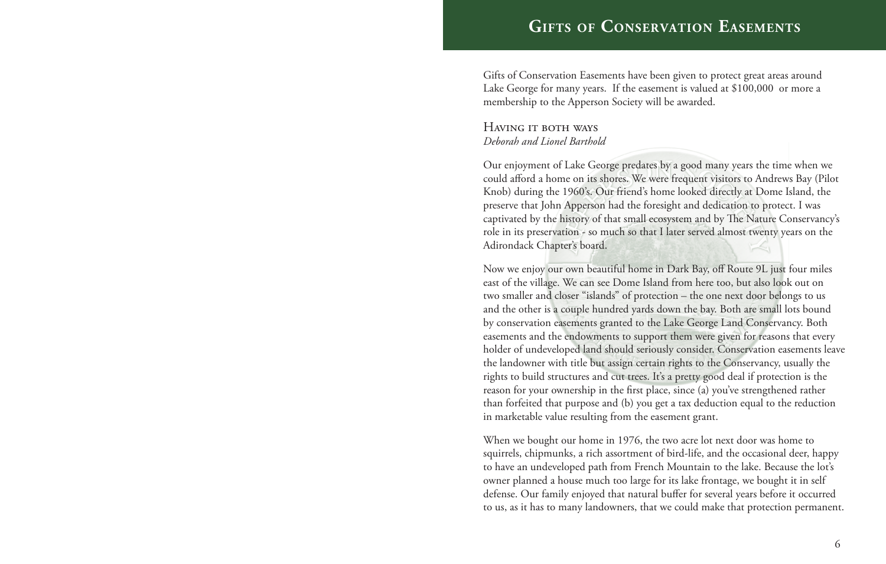# Gifts of Conservation Easements

Gifts of Conservation Easements have been given to protect great areas around Lake George for many years. If the easement is valued at $100,000 or more a membership to the Apperson Society will be awarded.

## Having it both ways

*Deborah and Lionel Barthold*

Our enjoyment of Lake George predates by a good many years the time when we could afford a home on its shores. We were frequent visitors to Andrews Bay (Pilot Knob) during the 1960's. Our friend's home looked directly at Dome Island, the preserve that John Apperson had the foresight and dedication to protect. I was captivated by the history of that small ecosystem and by The Nature Conservancy's role in its preservation - so much so that I later served almost twenty years on the Adirondack Chapter's board.

Now we enjoy our own beautiful home in Dark Bay, off Route 9L just four miles east of the village. We can see Dome Island from here too, but also look out on two smaller and closer "islands" of protection – the one next door belongs to us and the other is a couple hundred yards down the bay. Both are small lots bound by conservation easements granted to the Lake George Land Conservancy. Both easements and the endowments to support them were given for reasons that every holder of undeveloped land should seriously consider. Conservation easements leave the landowner with title but assign certain rights to the Conservancy, usually the rights to build structures and cut trees. It's a pretty good deal if protection is the reason for your ownership in the first place, since (a) you've strengthened rather than forfeited that purpose and (b) you get a tax deduction equal to the reduction in marketable value resulting from the easement grant.

When we bought our home in 1976, the two acre lot next door was home to squirrels, chipmunks, a rich assortment of bird-life, and the occasional deer, happy to have an undeveloped path from French Mountain to the lake. Because the lot's owner planned a house much too large for its lake frontage, we bought it in self defense. Our family enjoyed that natural buffer for several years before it occurred to us, as it has to many landowners, that we could make that protection permanent.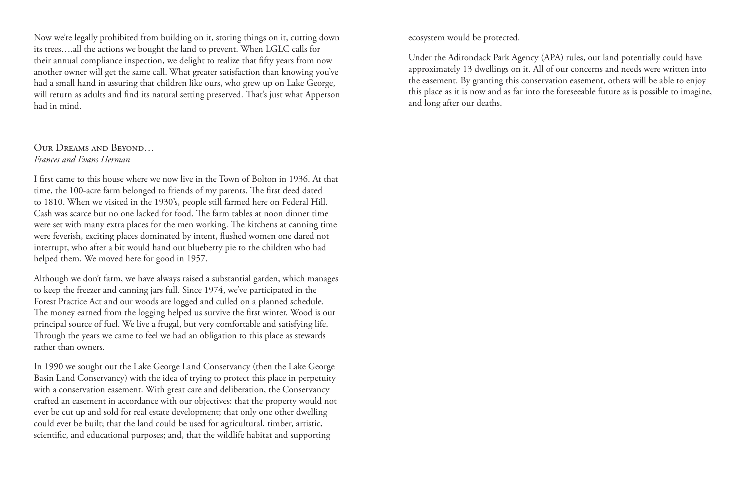Now we're legally prohibited from building on it, storing things on it, cutting down its trees….all the actions we bought the land to prevent. When LGLC calls for their annual compliance inspection, we delight to realize that fifty years from now another owner will get the same call. What greater satisfaction than knowing you've had a small hand in assuring that children like ours, who grew up on Lake George, will return as adults and find its natural setting preserved. That's just what Apperson had in mind.

## Our Dreams and Beyond…

*Frances and Evans Herman*

I first came to this house where we now live in the Town of Bolton in 1936. At that time, the 100-acre farm belonged to friends of my parents. The first deed dated to 1810. When we visited in the 1930's, people still farmed here on Federal Hill. Cash was scarce but no one lacked for food. The farm tables at noon dinner time were set with many extra places for the men working. The kitchens at canning time were feverish, exciting places dominated by intent, flushed women one dared not interrupt, who after a bit would hand out blueberry pie to the children who had helped them. We moved here for good in 1957.

Although we don't farm, we have always raised a substantial garden, which manages to keep the freezer and canning jars full. Since 1974, we've participated in the Forest Practice Act and our woods are logged and culled on a planned schedule. The money earned from the logging helped us survive the first winter. Wood is our principal source of fuel. We live a frugal, but very comfortable and satisfying life. Through the years we came to feel we had an obligation to this place as stewards rather than owners.

In 1990 we sought out the Lake George Land Conservancy (then the Lake George Basin Land Conservancy) with the idea of trying to protect this place in perpetuity with a conservation easement. With great care and deliberation, the Conservancy crafted an easement in accordance with our objectives: that the property would not ever be cut up and sold for real estate development; that only one other dwelling could ever be built; that the land could be used for agricultural, timber, artistic, scientific, and educational purposes; and, that the wildlife habitat and supporting ecosystem would be protected.

Under the Adirondack Park Agency (APA) rules, our land potentially could have approximately 13 dwellings on it. All of our concerns and needs were written into the easement. By granting this conservation easement, others will be able to enjoy this place as it is now and as far into the foreseeable future as is possible to imagine, and long after our deaths.